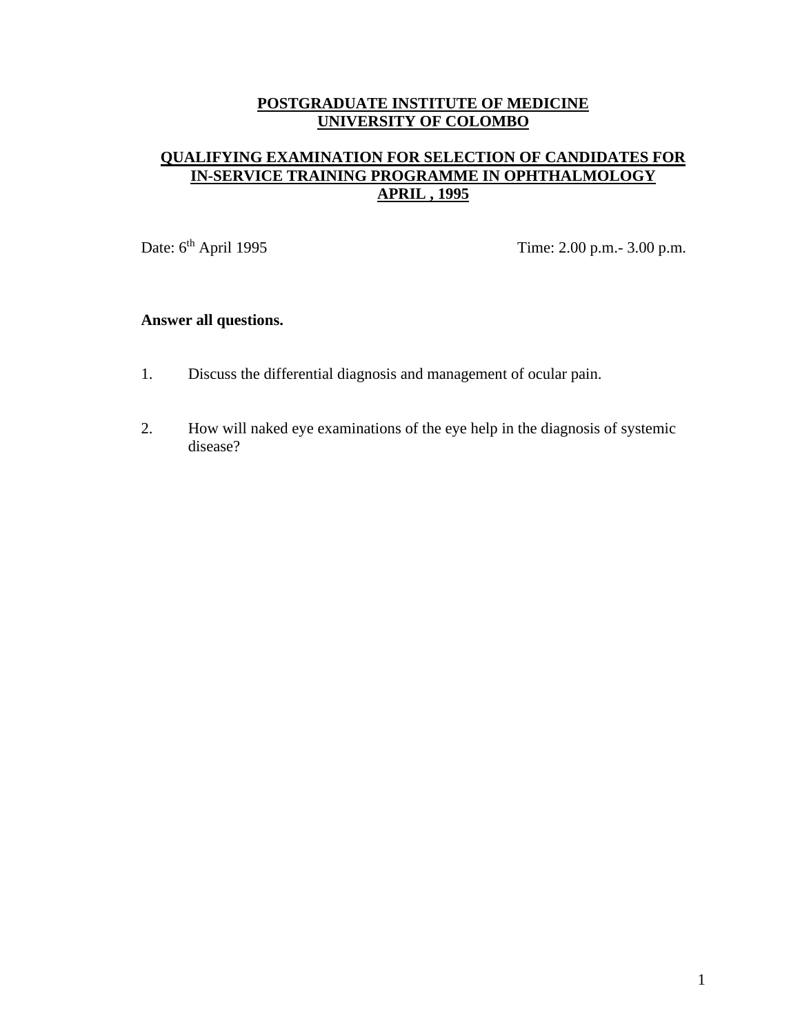# POSTGRADUATE INSTITUTE OF MEDICINE
# UNIVERSITY OF COLOMBO

## QUALIFYING EXAMINATION FOR SELECTION OF CANDIDATES FOR IN-SERVICE TRAINING PROGRAMME IN OPHTHALMOLOGY
## APRIL , 1995

Date: 6th April 1995 Time: 2.00 p.m.- 3.00 p.m.

**Answer all questions.**

1. Discuss the differential diagnosis and management of ocular pain.

2. How will naked eye examinations of the eye help in the diagnosis of systemic disease?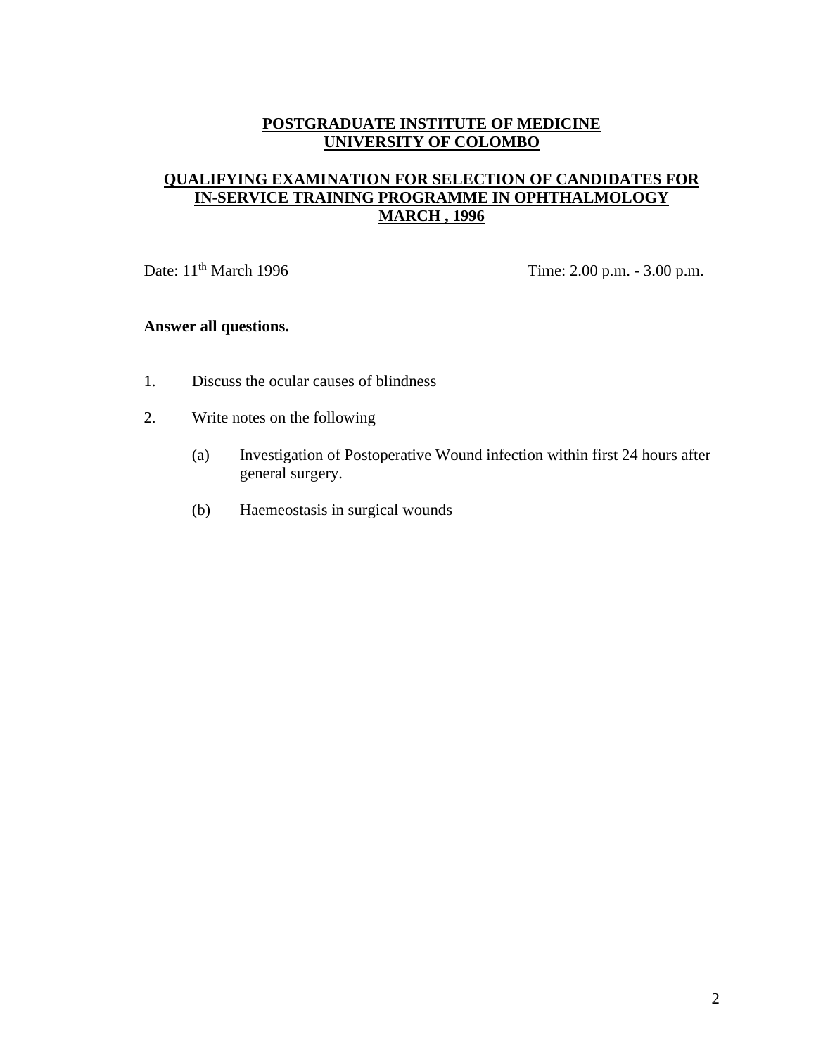**POSTGRADUATE INSTITUTE OF MEDICINE**
**UNIVERSITY OF COLOMBO**

**QUALIFYING EXAMINATION FOR SELECTION OF CANDIDATES FOR IN-SERVICE TRAINING PROGRAMME IN OPHTHALMOLOGY**
**MARCH , 1996**

Date: 11th March 1996 Time: 2.00 p.m. - 3.00 p.m.

**Answer all questions.**

1. Discuss the ocular causes of blindness

2. Write notes on the following

   (a) Investigation of Postoperative Wound infection within first 24 hours after general surgery.

   (b) Haemeostasis in surgical wounds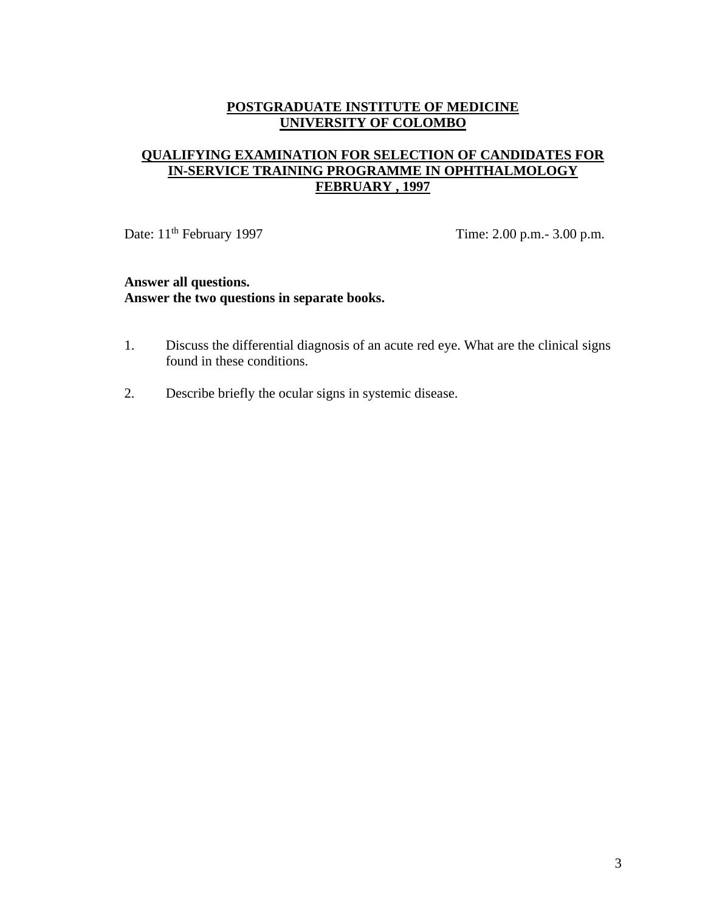**POSTGRADUATE INSTITUTE OF MEDICINE**
**UNIVERSITY OF COLOMBO**

**QUALIFYING EXAMINATION FOR SELECTION OF CANDIDATES FOR IN-SERVICE TRAINING PROGRAMME IN OPHTHALMOLOGY**
**FEBRUARY , 1997**

Date: 11th February 1997 Time: 2.00 p.m.- 3.00 p.m.

**Answer all questions.**
**Answer the two questions in separate books.**

1. Discuss the differential diagnosis of an acute red eye. What are the clinical signs found in these conditions.

2. Describe briefly the ocular signs in systemic disease.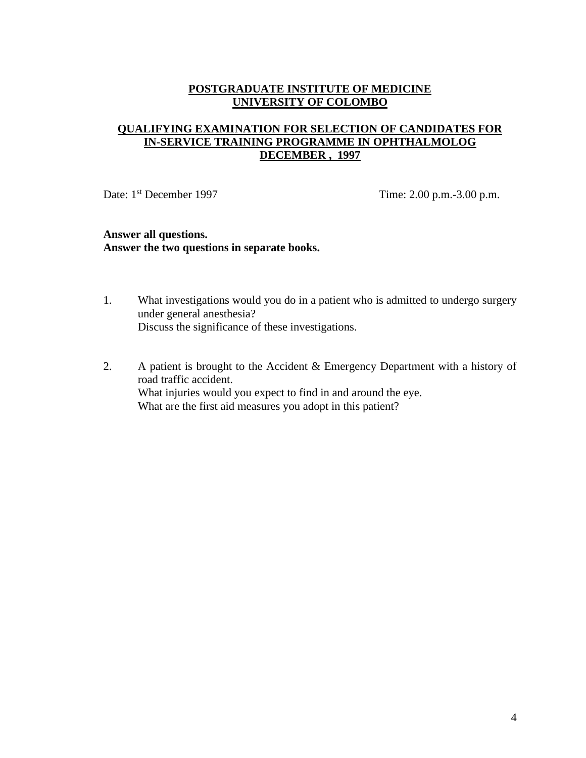**POSTGRADUATE INSTITUTE OF MEDICINE**
**UNIVERSITY OF COLOMBO**

**QUALIFYING EXAMINATION FOR SELECTION OF CANDIDATES FOR IN-SERVICE TRAINING PROGRAMME IN OPHTHALMOLOG**
**DECEMBER , 1997**

Date: 1st December 1997 Time: 2.00 p.m.-3.00 p.m.

**Answer all questions.**
**Answer the two questions in separate books.**

1. What investigations would you do in a patient who is admitted to undergo surgery under general anesthesia?
   Discuss the significance of these investigations.

2. A patient is brought to the Accident & Emergency Department with a history of road traffic accident.
   What injuries would you expect to find in and around the eye.
   What are the first aid measures you adopt in this patient?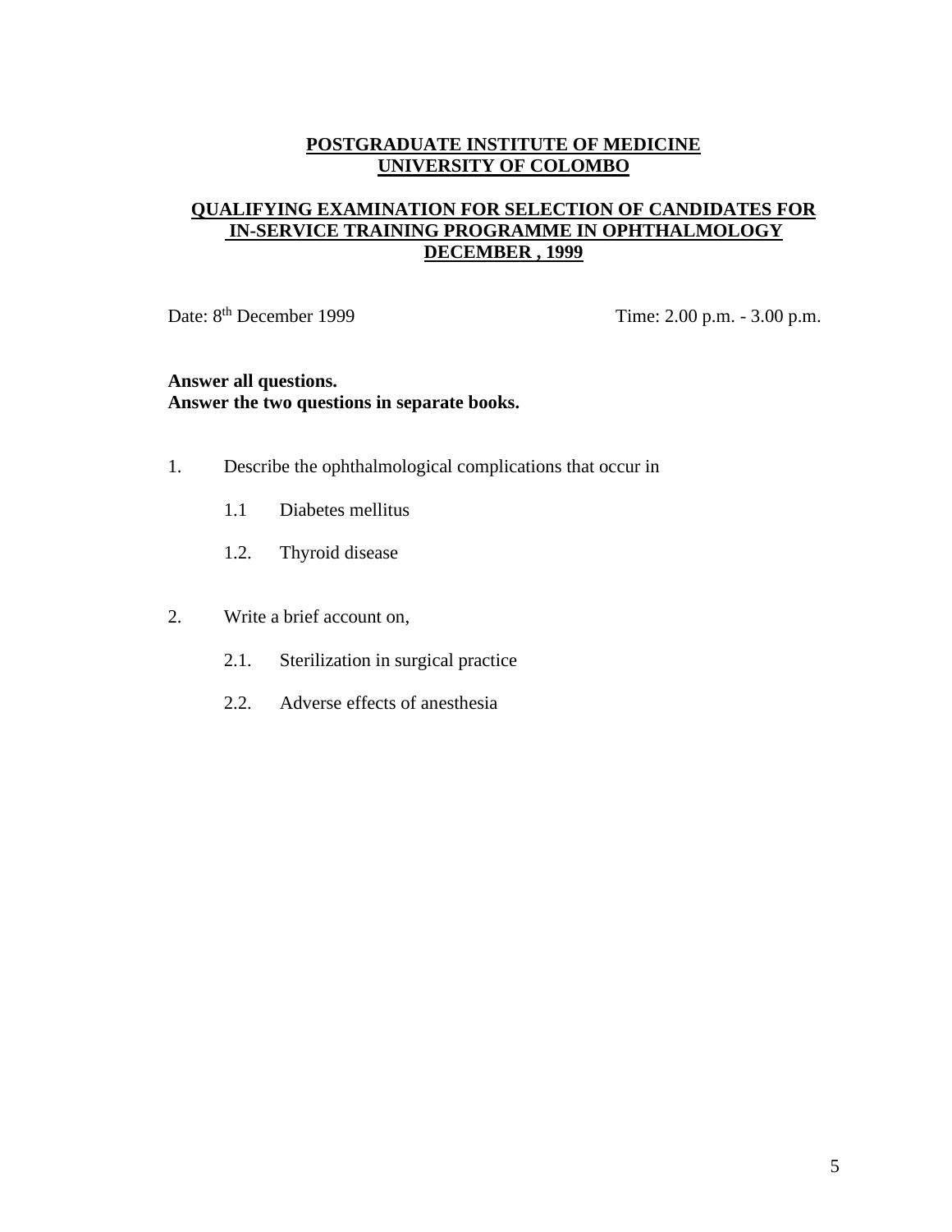**POSTGRADUATE INSTITUTE OF MEDICINE**
**UNIVERSITY OF COLOMBO**

**QUALIFYING EXAMINATION FOR SELECTION OF CANDIDATES FOR IN-SERVICE TRAINING PROGRAMME IN OPHTHALMOLOGY**
**DECEMBER , 1999**

Date: 8th December 1999 Time: 2.00 p.m. - 3.00 p.m.

**Answer all questions.**
**Answer the two questions in separate books.**

1. Describe the ophthalmological complications that occur in

   1.1 Diabetes mellitus

   1.2. Thyroid disease

2. Write a brief account on,

   2.1. Sterilization in surgical practice

   2.2. Adverse effects of anesthesia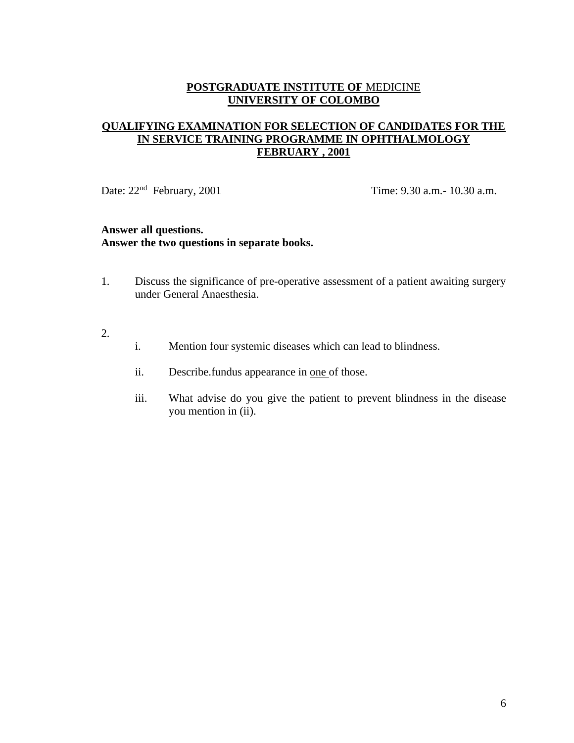**POSTGRADUATE INSTITUTE OF MEDICINE**
**UNIVERSITY OF COLOMBO**

**QUALIFYING EXAMINATION FOR SELECTION OF CANDIDATES FOR THE IN SERVICE TRAINING PROGRAMME IN OPHTHALMOLOGY**
**FEBRUARY , 2001**

Date: 22nd February, 2001 Time: 9.30 a.m.- 10.30 a.m.

**Answer all questions.**
**Answer the two questions in separate books.**

1. Discuss the significance of pre-operative assessment of a patient awaiting surgery under General Anaesthesia.

2.
   i. Mention four systemic diseases which can lead to blindness.

   ii. Describe.fundus appearance in one of those.

   iii. What advise do you give the patient to prevent blindness in the disease you mention in (ii).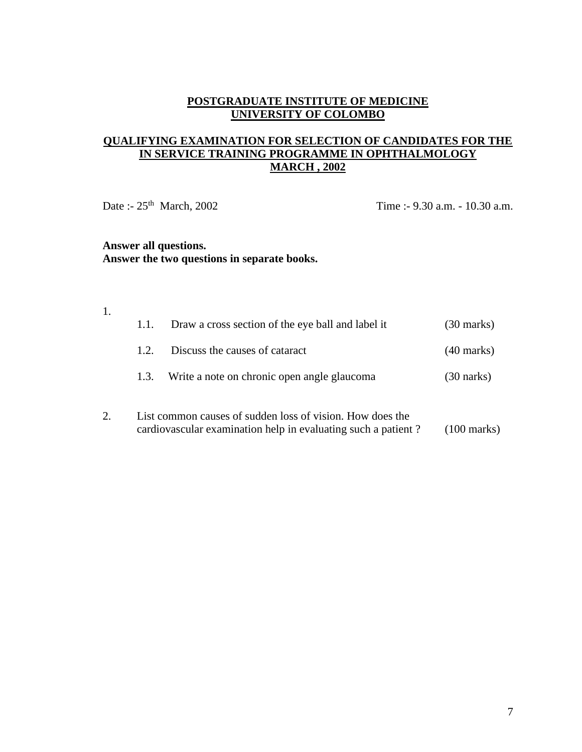**POSTGRADUATE INSTITUTE OF MEDICINE**
**UNIVERSITY OF COLOMBO**

**QUALIFYING EXAMINATION FOR SELECTION OF CANDIDATES FOR THE IN SERVICE TRAINING PROGRAMME IN OPHTHALMOLOGY**
**MARCH , 2002**

Date :- 25th March, 2002 Time :- 9.30 a.m. - 10.30 a.m.

**Answer all questions.**
**Answer the two questions in separate books.**

1.
   1.1. Draw a cross section of the eye ball and label it (30 marks)

   1.2. Discuss the causes of cataract (40 marks)

   1.3. Write a note on chronic open angle glaucoma (30 narks)

2. List common causes of sudden loss of vision. How does the cardiovascular examination help in evaluating such a patient ? (100 marks)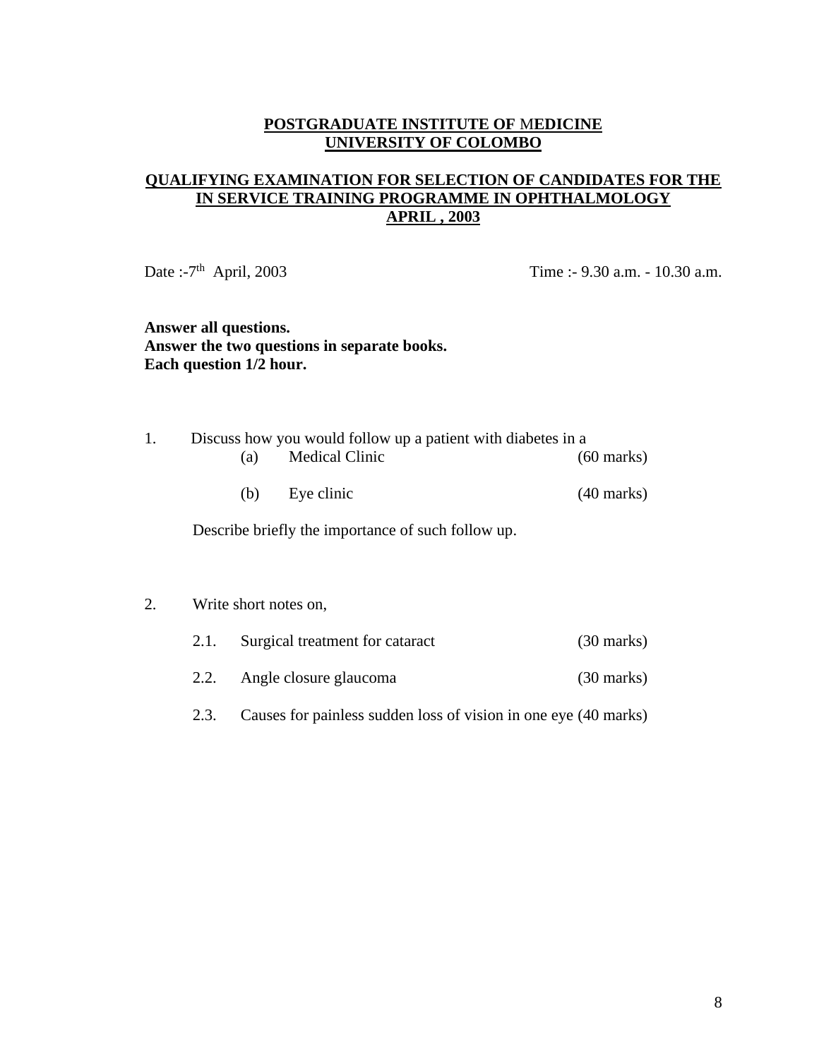**POSTGRADUATE INSTITUTE OF MEDICINE**
**UNIVERSITY OF COLOMBO**

**QUALIFYING EXAMINATION FOR SELECTION OF CANDIDATES FOR THE IN SERVICE TRAINING PROGRAMME IN OPHTHALMOLOGY**
**APRIL , 2003**

Date :-7th April, 2003 Time :- 9.30 a.m. - 10.30 a.m.

**Answer all questions.**
**Answer the two questions in separate books.**
**Each question 1/2 hour.**

1. Discuss how you would follow up a patient with diabetes in a
   - (a) Medical Clinic (60 marks)
   - (b) Eye clinic (40 marks)

   Describe briefly the importance of such follow up.

2. Write short notes on,
   - 2.1. Surgical treatment for cataract (30 marks)
   - 2.2. Angle closure glaucoma (30 marks)
   - 2.3. Causes for painless sudden loss of vision in one eye (40 marks)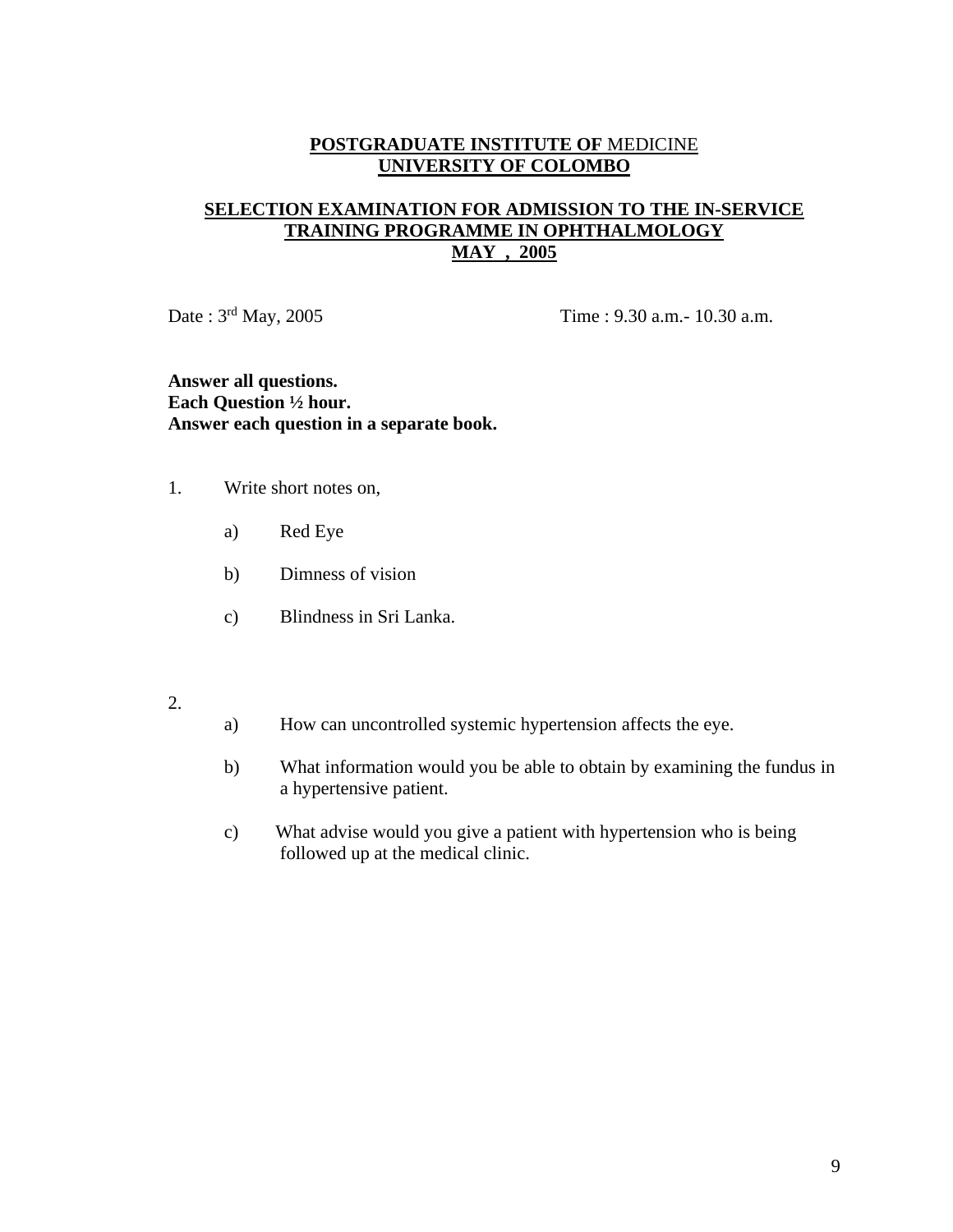**POSTGRADUATE INSTITUTE OF MEDICINE**
**UNIVERSITY OF COLOMBO**

**SELECTION EXAMINATION FOR ADMISSION TO THE IN-SERVICE TRAINING PROGRAMME IN OPHTHALMOLOGY**
**MAY , 2005**

Date : 3rd May, 2005 Time : 9.30 a.m.- 10.30 a.m.

**Answer all questions.**
**Each Question ½ hour.**
**Answer each question in a separate book.**

1. Write short notes on,

   a) Red Eye

   b) Dimness of vision

   c) Blindness in Sri Lanka.

2.

   a) How can uncontrolled systemic hypertension affects the eye.

   b) What information would you be able to obtain by examining the fundus in a hypertensive patient.

   c) What advise would you give a patient with hypertension who is being followed up at the medical clinic.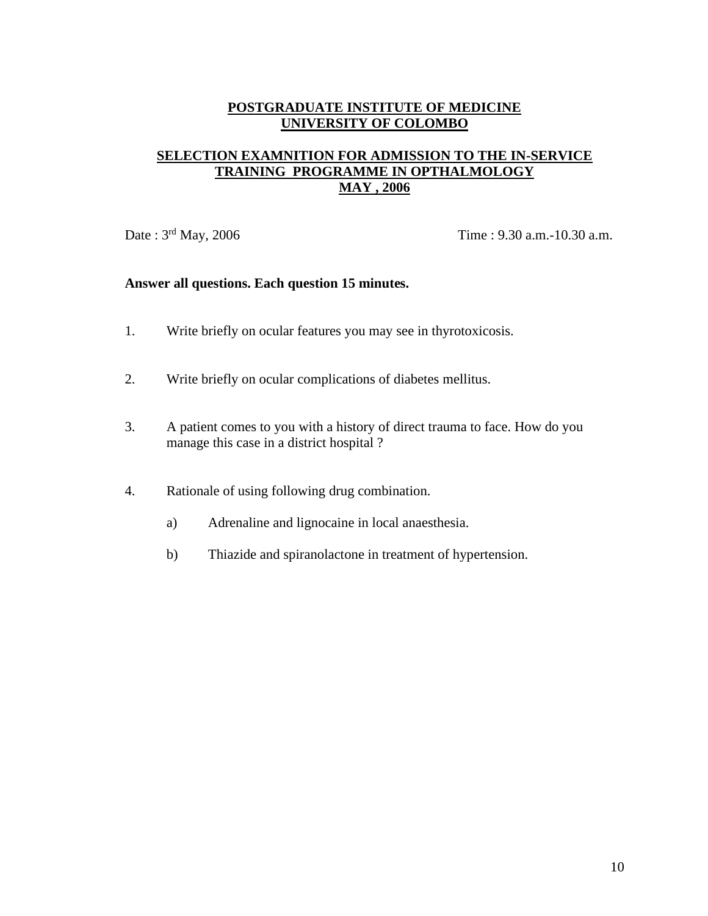**POSTGRADUATE INSTITUTE OF MEDICINE**
**UNIVERSITY OF COLOMBO**

**SELECTION EXAMNITION FOR ADMISSION TO THE IN-SERVICE TRAINING PROGRAMME IN OPTHALMOLOGY**
**MAY , 2006**

Date : 3rd May, 2006 Time : 9.30 a.m.-10.30 a.m.

**Answer all questions. Each question 15 minutes.**

1. Write briefly on ocular features you may see in thyrotoxicosis.

2. Write briefly on ocular complications of diabetes mellitus.

3. A patient comes to you with a history of direct trauma to face. How do you manage this case in a district hospital ?

4. Rationale of using following drug combination.

   a) Adrenaline and lignocaine in local anaesthesia.

   b) Thiazide and spiranolactone in treatment of hypertension.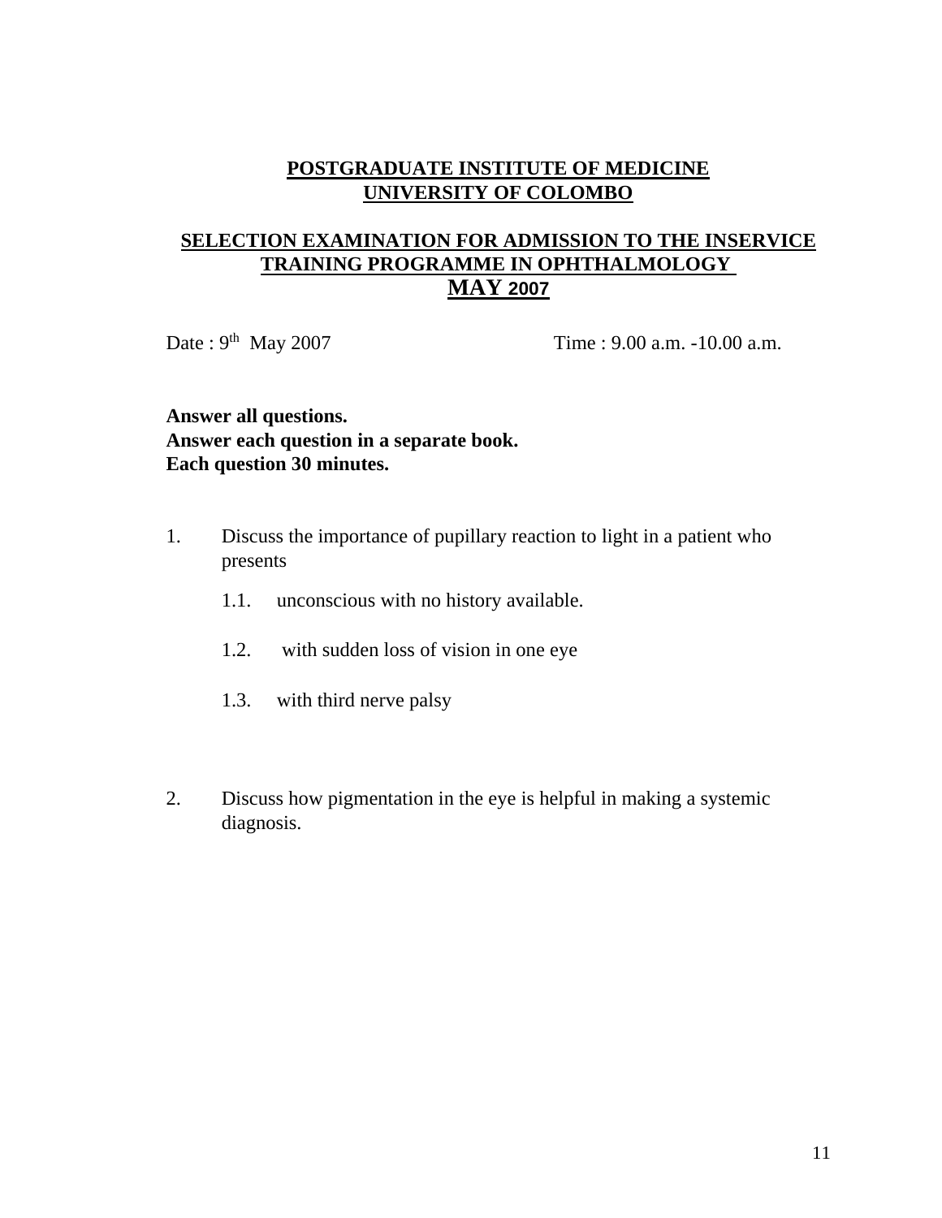**POSTGRADUATE INSTITUTE OF MEDICINE**
**UNIVERSITY OF COLOMBO**

**SELECTION EXAMINATION FOR ADMISSION TO THE INSERVICE TRAINING PROGRAMME IN OPHTHALMOLOGY**
**MAY 2007**

Date : 9th May 2007 Time : 9.00 a.m. -10.00 a.m.

**Answer all questions.**
**Answer each question in a separate book.**
**Each question 30 minutes.**

1. Discuss the importance of pupillary reaction to light in a patient who presents

   1.1. unconscious with no history available.

   1.2. with sudden loss of vision in one eye

   1.3. with third nerve palsy

2. Discuss how pigmentation in the eye is helpful in making a systemic diagnosis.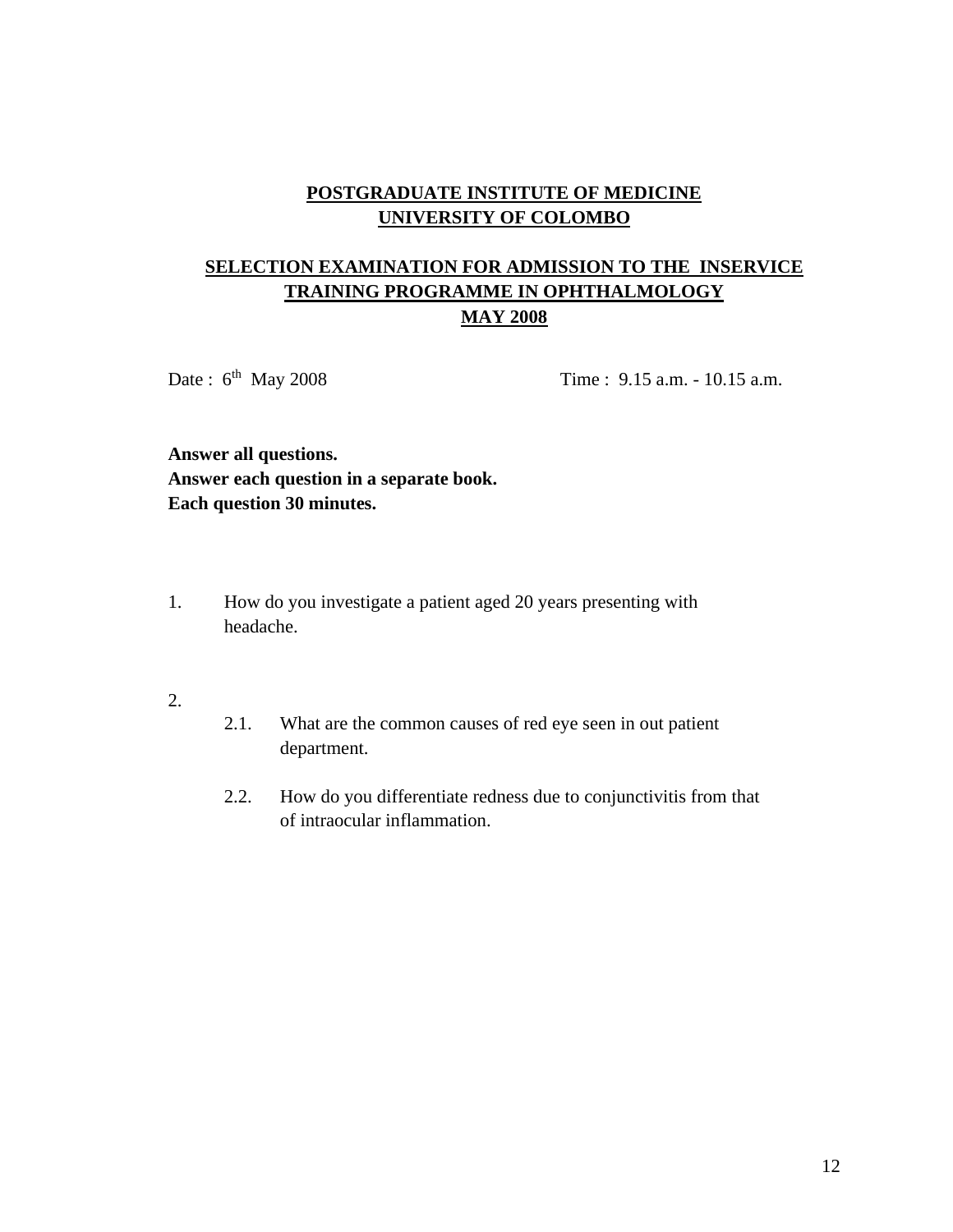**POSTGRADUATE INSTITUTE OF MEDICINE**
**UNIVERSITY OF COLOMBO**

**SELECTION EXAMINATION FOR ADMISSION TO THE INSERVICE TRAINING PROGRAMME IN OPHTHALMOLOGY**
**MAY 2008**

Date : 6th May 2008 Time : 9.15 a.m. - 10.15 a.m.

**Answer all questions.**
**Answer each question in a separate book.**
**Each question 30 minutes.**

1. How do you investigate a patient aged 20 years presenting with headache.

2.
   - 2.1. What are the common causes of red eye seen in out patient department.
   - 2.2. How do you differentiate redness due to conjunctivitis from that of intraocular inflammation.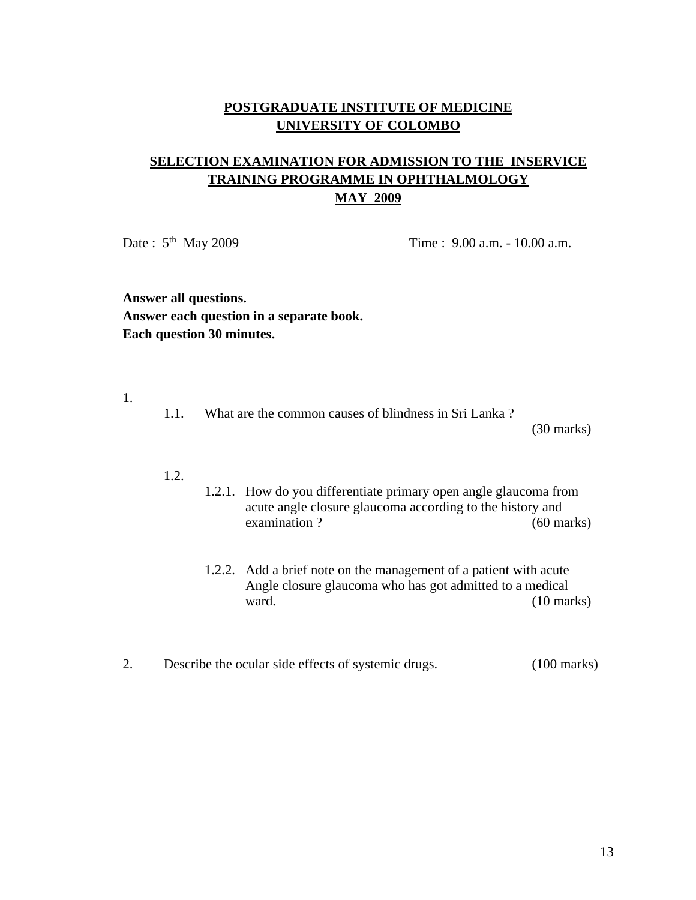**POSTGRADUATE INSTITUTE OF MEDICINE**
**UNIVERSITY OF COLOMBO**

**SELECTION EXAMINATION FOR ADMISSION TO THE INSERVICE TRAINING PROGRAMME IN OPHTHALMOLOGY**
**MAY 2009**

Date : 5th May 2009 Time : 9.00 a.m. - 10.00 a.m.

**Answer all questions.**
**Answer each question in a separate book.**
**Each question 30 minutes.**

1.

1.1. What are the common causes of blindness in Sri Lanka ? (30 marks)

1.2.

1.2.1. How do you differentiate primary open angle glaucoma from acute angle closure glaucoma according to the history and examination ? (60 marks)

1.2.2. Add a brief note on the management of a patient with acute Angle closure glaucoma who has got admitted to a medical ward. (10 marks)

2. Describe the ocular side effects of systemic drugs. (100 marks)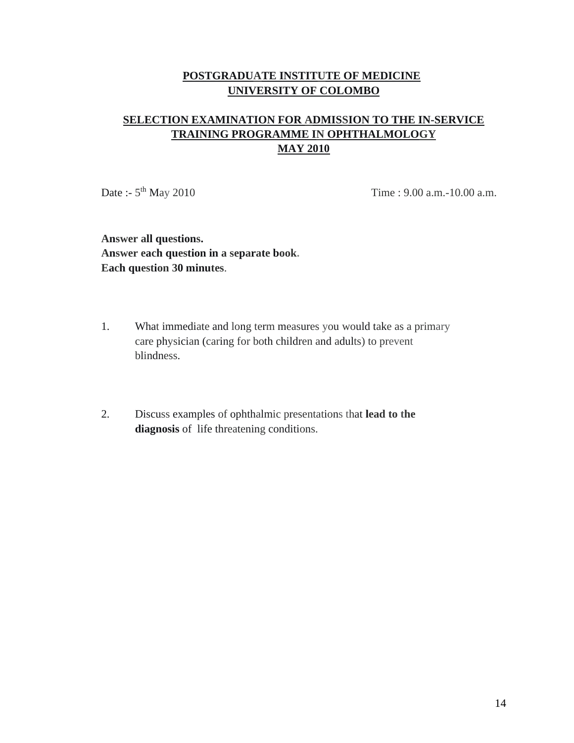**POSTGRADUATE INSTITUTE OF MEDICINE**
**UNIVERSITY OF COLOMBO**

**SELECTION EXAMINATION FOR ADMISSION TO THE IN-SERVICE TRAINING PROGRAMME IN OPHTHALMOLOGY**
**MAY 2010**

Date :- 5th May 2010 Time : 9.00 a.m.-10.00 a.m.

**Answer all questions.**
**Answer each question in a separate book.**
**Each question 30 minutes.**

1. What immediate and long term measures you would take as a primary care physician (caring for both children and adults) to prevent blindness.

2. Discuss examples of ophthalmic presentations that **lead to the diagnosis** of life threatening conditions.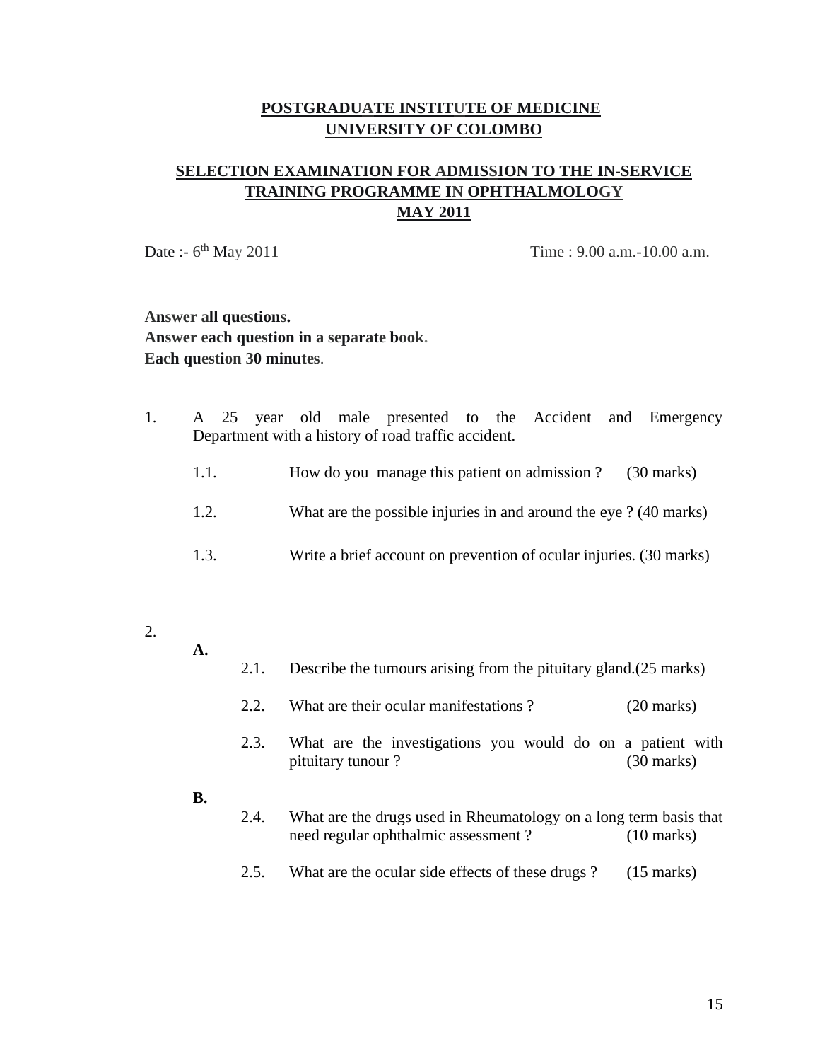**POSTGRADUATE INSTITUTE OF MEDICINE**
**UNIVERSITY OF COLOMBO**

**SELECTION EXAMINATION FOR ADMISSION TO THE IN-SERVICE TRAINING PROGRAMME IN OPHTHALMOLOGY**
**MAY 2011**

Date :- 6th May 2011 Time : 9.00 a.m.-10.00 a.m.

**Answer all questions.**
**Answer each question in a separate book.**
**Each question 30 minutes.**

1. A 25 year old male presented to the Accident and Emergency Department with a history of road traffic accident.

   1.1. How do you manage this patient on admission ? (30 marks)

   1.2. What are the possible injuries in and around the eye ? (40 marks)

   1.3. Write a brief account on prevention of ocular injuries. (30 marks)

2.

   **A.**

   2.1. Describe the tumours arising from the pituitary gland.(25 marks)

   2.2. What are their ocular manifestations ? (20 marks)

   2.3. What are the investigations you would do on a patient with pituitary tunour ? (30 marks)

   **B.**

   2.4. What are the drugs used in Rheumatology on a long term basis that need regular ophthalmic assessment ? (10 marks)

   2.5. What are the ocular side effects of these drugs ? (15 marks)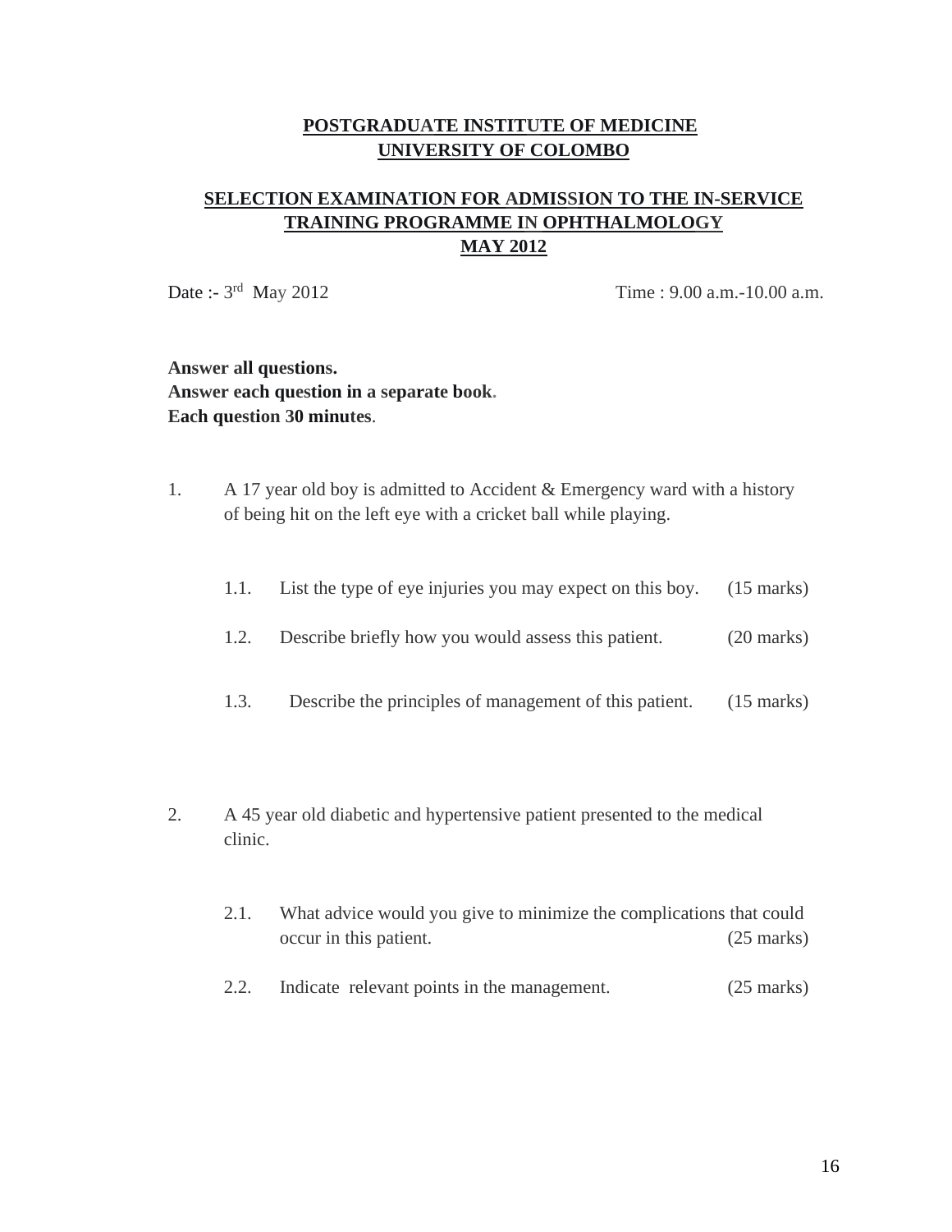**POSTGRADUATE INSTITUTE OF MEDICINE**
**UNIVERSITY OF COLOMBO**

**SELECTION EXAMINATION FOR ADMISSION TO THE IN-SERVICE TRAINING PROGRAMME IN OPHTHALMOLOGY**
**MAY 2012**

Date :- 3rd May 2012 Time : 9.00 a.m.-10.00 a.m.

**Answer all questions.**
**Answer each question in a separate book.**
**Each question 30 minutes.**

1. A 17 year old boy is admitted to Accident & Emergency ward with a history of being hit on the left eye with a cricket ball while playing.

   1.1. List the type of eye injuries you may expect on this boy. (15 marks)

   1.2. Describe briefly how you would assess this patient. (20 marks)

   1.3. Describe the principles of management of this patient. (15 marks)

2. A 45 year old diabetic and hypertensive patient presented to the medical clinic.

   2.1. What advice would you give to minimize the complications that could occur in this patient. (25 marks)

   2.2. Indicate relevant points in the management. (25 marks)